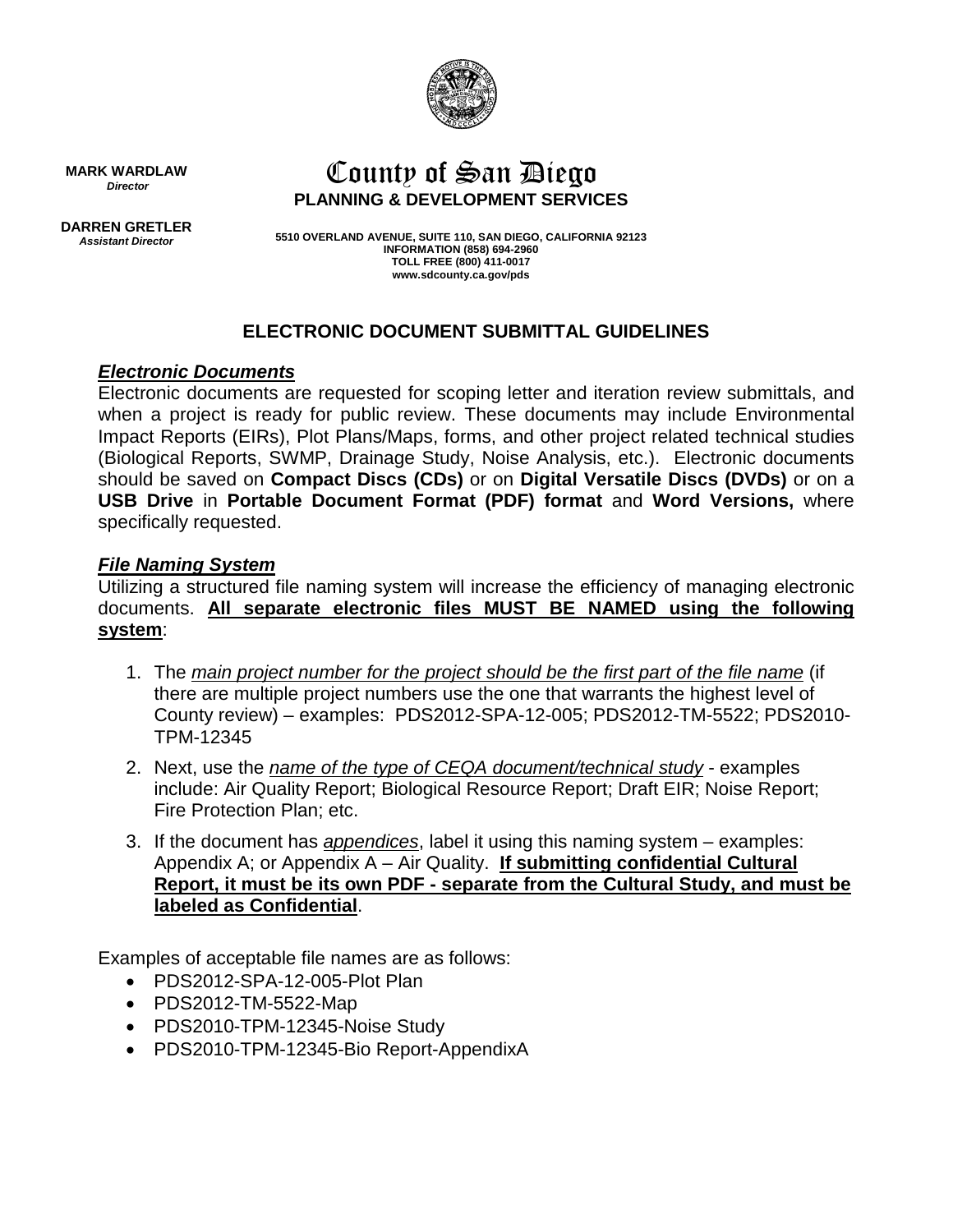**MARK WARDLAW**
***Director***

**DARREN GRETLER**
***Assistant Director***

# County of San Diego

**PLANNING & DEVELOPMENT SERVICES**

**5510 OVERLAND AVENUE, SUITE 110, SAN DIEGO, CALIFORNIA 92123**
**INFORMATION (858) 694-2960**
**TOLL FREE (800) 411-0017**
**www.sdcounty.ca.gov/pds**

## ELECTRONIC DOCUMENT SUBMITTAL GUIDELINES

### ***Electronic Documents***

Electronic documents are requested for scoping letter and iteration review submittals, and when a project is ready for public review. These documents may include Environmental Impact Reports (EIRs), Plot Plans/Maps, forms, and other project related technical studies (Biological Reports, SWMP, Drainage Study, Noise Analysis, etc.). Electronic documents should be saved on **Compact Discs (CDs)** or on **Digital Versatile Discs (DVDs)** or on a **USB Drive** in **Portable Document Format (PDF) format** and **Word Versions,** where specifically requested.

### ***File Naming System***

Utilizing a structured file naming system will increase the efficiency of managing electronic documents. **All separate electronic files MUST BE NAMED using the following system**:

1. The *main project number for the project should be the first part of the file name* (if there are multiple project numbers use the one that warrants the highest level of County review) – examples: PDS2012-SPA-12-005; PDS2012-TM-5522; PDS2010-TPM-12345
2. Next, use the *name of the type of CEQA document/technical study* - examples include: Air Quality Report; Biological Resource Report; Draft EIR; Noise Report; Fire Protection Plan; etc.
3. If the document has *appendices*, label it using this naming system – examples: Appendix A; or Appendix A – Air Quality. **If submitting confidential Cultural Report, it must be its own PDF - separate from the Cultural Study, and must be labeled as Confidential**.

Examples of acceptable file names are as follows:

- PDS2012-SPA-12-005-Plot Plan
- PDS2012-TM-5522-Map
- PDS2010-TPM-12345-Noise Study
- PDS2010-TPM-12345-Bio Report-AppendixA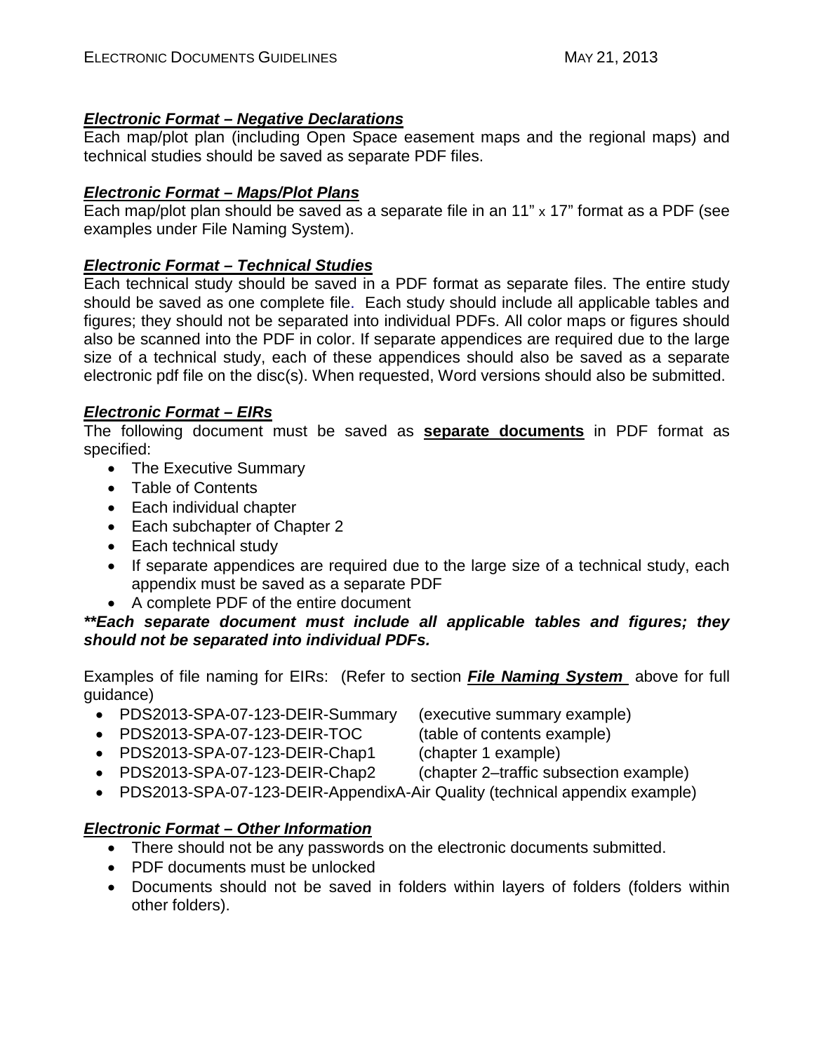### ***Electronic Format – Negative Declarations***

Each map/plot plan (including Open Space easement maps and the regional maps) and technical studies should be saved as separate PDF files.

### ***Electronic Format – Maps/Plot Plans***

Each map/plot plan should be saved as a separate file in an 11" x 17" format as a PDF (see examples under File Naming System).

### ***Electronic Format – Technical Studies***

Each technical study should be saved in a PDF format as separate files. The entire study should be saved as one complete file. Each study should include all applicable tables and figures; they should not be separated into individual PDFs. All color maps or figures should also be scanned into the PDF in color. If separate appendices are required due to the large size of a technical study, each of these appendices should also be saved as a separate electronic pdf file on the disc(s). When requested, Word versions should also be submitted.

### ***Electronic Format – EIRs***

The following document must be saved as **separate documents** in PDF format as specified:

- The Executive Summary
- Table of Contents
- Each individual chapter
- Each subchapter of Chapter 2
- Each technical study
- If separate appendices are required due to the large size of a technical study, each appendix must be saved as a separate PDF
- A complete PDF of the entire document

***\*\*Each separate document must include all applicable tables and figures; they should not be separated into individual PDFs.***

Examples of file naming for EIRs: (Refer to section ***File Naming System*** above for full guidance)

- PDS2013-SPA-07-123-DEIR-Summary (executive summary example)
- PDS2013-SPA-07-123-DEIR-TOC (table of contents example)
- PDS2013-SPA-07-123-DEIR-Chap1 (chapter 1 example)
- PDS2013-SPA-07-123-DEIR-Chap2 (chapter 2–traffic subsection example)
- PDS2013-SPA-07-123-DEIR-AppendixA-Air Quality (technical appendix example)

### ***Electronic Format – Other Information***

- There should not be any passwords on the electronic documents submitted.
- PDF documents must be unlocked
- Documents should not be saved in folders within layers of folders (folders within other folders).